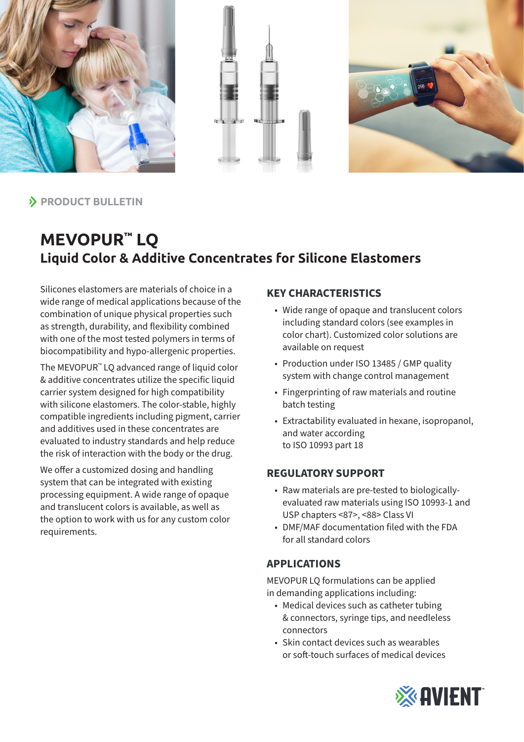PRODUCT BULLETIN

# MEVOPUR™ LQ

## Liquid Color & Additive Concentrates for Silicone Elastomers

Silicones elastomers are materials of choice in a wide range of medical applications because of the combination of unique physical properties such as strength, durability, and flexibility combined with one of the most tested polymers in terms of biocompatibility and hypo-allergenic properties.

The MEVOPUR™ LQ advanced range of liquid color & additive concentrates utilize the specific liquid carrier system designed for high compatibility with silicone elastomers. The color-stable, highly compatible ingredients including pigment, carrier and additives used in these concentrates are evaluated to industry standards and help reduce the risk of interaction with the body or the drug.

We offer a customized dosing and handling system that can be integrated with existing processing equipment. A wide range of opaque and translucent colors is available, as well as the option to work with us for any custom color requirements.

### KEY CHARACTERISTICS

- Wide range of opaque and translucent colors including standard colors (see examples in color chart). Customized color solutions are available on request
- Production under ISO 13485 / GMP quality system with change control management
- Fingerprinting of raw materials and routine batch testing
- Extractability evaluated in hexane, isopropanol, and water according to ISO 10993 part 18

### REGULATORY SUPPORT

- Raw materials are pre-tested to biologically-evaluated raw materials using ISO 10993-1 and USP chapters <87>, <88> Class VI
- DMF/MAF documentation filed with the FDA for all standard colors

### APPLICATIONS

MEVOPUR LQ formulations can be applied in demanding applications including:

- Medical devices such as catheter tubing & connectors, syringe tips, and needleless connectors
- Skin contact devices such as wearables or soft-touch surfaces of medical devices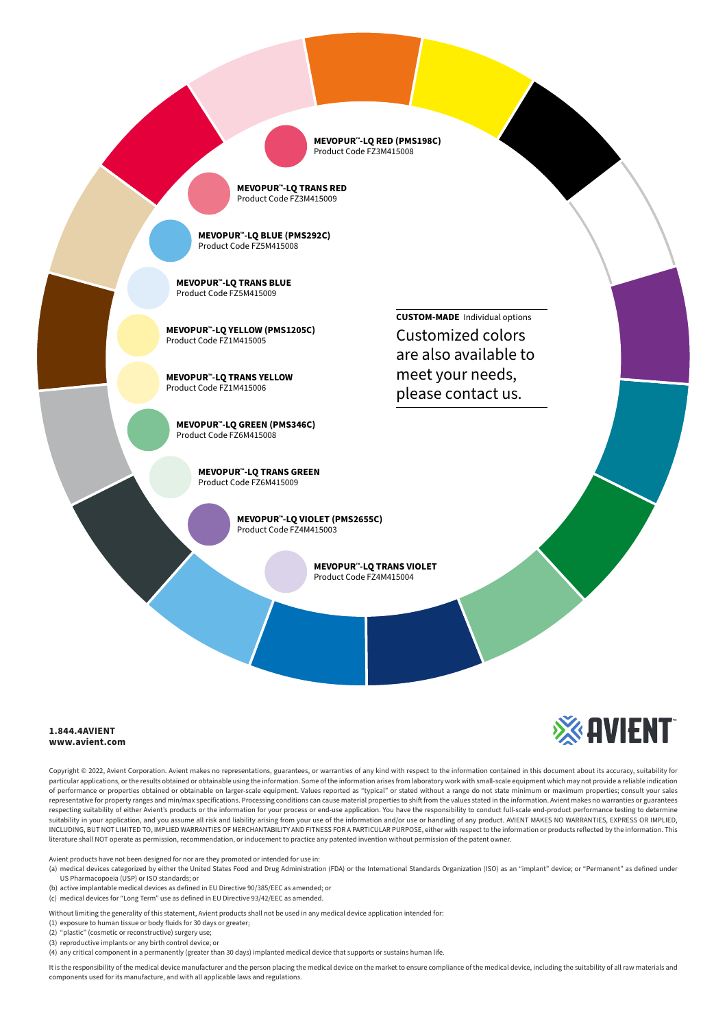**MEVOPUR™-LQ RED (PMS198C)**
Product Code FZ3M415008

**MEVOPUR™-LQ TRANS RED**
Product Code FZ3M415009

**MEVOPUR™-LQ BLUE (PMS292C)**
Product Code FZ5M415008

**MEVOPUR™-LQ TRANS BLUE**
Product Code FZ5M415009

**MEVOPUR™-LQ YELLOW (PMS1205C)**
Product Code FZ1M415005

**MEVOPUR™-LQ TRANS YELLOW**
Product Code FZ1M415006

**MEVOPUR™-LQ GREEN (PMS346C)**
Product Code FZ6M415008

**MEVOPUR™-LQ TRANS GREEN**
Product Code FZ6M415009

**MEVOPUR™-LQ VIOLET (PMS2655C)**
Product Code FZ4M415003

**MEVOPUR™-LQ TRANS VIOLET**
Product Code FZ4M415004

**CUSTOM-MADE** Individual options

Customized colors are also available to meet your needs, please contact us.

**1.844.4AVIENT**
**www.avient.com**

AVIENT™

Copyright © 2022, Avient Corporation. Avient makes no representations, guarantees, or warranties of any kind with respect to the information contained in this document about its accuracy, suitability for particular applications, or the results obtained or obtainable using the information. Some of the information arises from laboratory work with small-scale equipment which may not provide a reliable indication of performance or properties obtained or obtainable on larger-scale equipment. Values reported as "typical" or stated without a range do not state minimum or maximum properties; consult your sales representative for property ranges and min/max specifications. Processing conditions can cause material properties to shift from the values stated in the information. Avient makes no warranties or guarantees respecting suitability of either Avient's products or the information for your process or end-use application. You have the responsibility to conduct full-scale end-product performance testing to determine suitability in your application, and you assume all risk and liability arising from your use of the information and/or use or handling of any product. AVIENT MAKES NO WARRANTIES, EXPRESS OR IMPLIED, INCLUDING, BUT NOT LIMITED TO, IMPLIED WARRANTIES OF MERCHANTABILITY AND FITNESS FOR A PARTICULAR PURPOSE, either with respect to the information or products reflected by the information. This literature shall NOT operate as permission, recommendation, or inducement to practice any patented invention without permission of the patent owner.

Avient products have not been designed for nor are they promoted or intended for use in:

(a) medical devices categorized by either the United States Food and Drug Administration (FDA) or the International Standards Organization (ISO) as an "implant" device; or "Permanent" as defined under US Pharmacopoeia (USP) or ISO standards; or
(b) active implantable medical devices as defined in EU Directive 90/385/EEC as amended; or
(c) medical devices for "Long Term" use as defined in EU Directive 93/42/EEC as amended.

Without limiting the generality of this statement, Avient products shall not be used in any medical device application intended for:

(1) exposure to human tissue or body fluids for 30 days or greater;
(2) "plastic" (cosmetic or reconstructive) surgery use;
(3) reproductive implants or any birth control device; or
(4) any critical component in a permanently (greater than 30 days) implanted medical device that supports or sustains human life.

It is the responsibility of the medical device manufacturer and the person placing the medical device on the market to ensure compliance of the medical device, including the suitability of all raw materials and components used for its manufacture, and with all applicable laws and regulations.